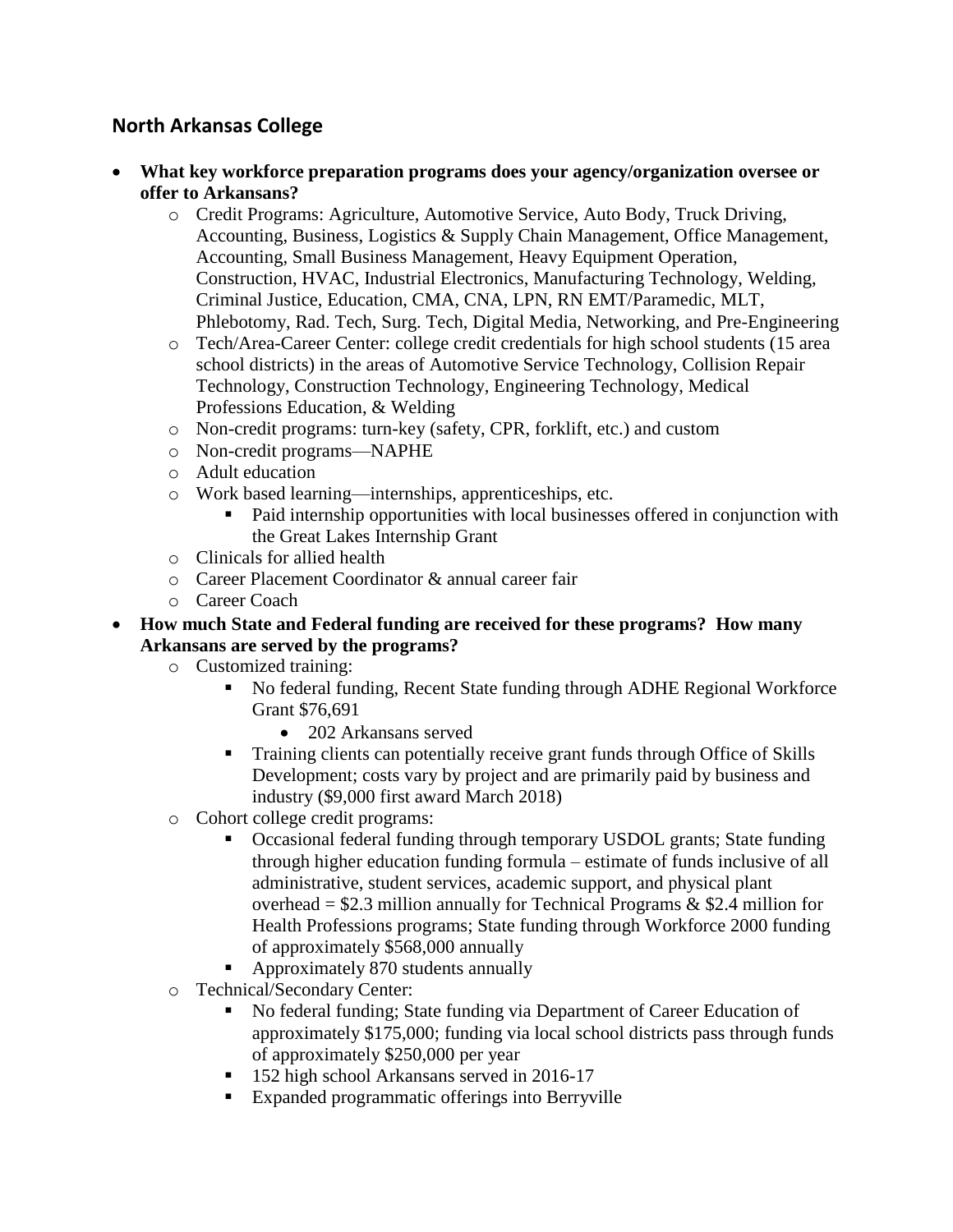## North Arkansas College

- **What key workforce preparation programs does your agency/organization oversee or offer to Arkansans?**
  - Credit Programs: Agriculture, Automotive Service, Auto Body, Truck Driving, Accounting, Business, Logistics & Supply Chain Management, Office Management, Accounting, Small Business Management, Heavy Equipment Operation, Construction, HVAC, Industrial Electronics, Manufacturing Technology, Welding, Criminal Justice, Education, CMA, CNA, LPN, RN EMT/Paramedic, MLT, Phlebotomy, Rad. Tech, Surg. Tech, Digital Media, Networking, and Pre-Engineering
  - Tech/Area-Career Center: college credit credentials for high school students (15 area school districts) in the areas of Automotive Service Technology, Collision Repair Technology, Construction Technology, Engineering Technology, Medical Professions Education, & Welding
  - Non-credit programs: turn-key (safety, CPR, forklift, etc.) and custom
  - Non-credit programs—NAPHE
  - Adult education
  - Work based learning—internships, apprenticeships, etc.
    - Paid internship opportunities with local businesses offered in conjunction with the Great Lakes Internship Grant
  - Clinicals for allied health
  - Career Placement Coordinator & annual career fair
  - Career Coach
- **How much State and Federal funding are received for these programs? How many Arkansans are served by the programs?**
  - Customized training:
    - No federal funding, Recent State funding through ADHE Regional Workforce Grant $76,691
      - 202 Arkansans served
    - Training clients can potentially receive grant funds through Office of Skills Development; costs vary by project and are primarily paid by business and industry ($9,000 first award March 2018)
  - Cohort college credit programs:
    - Occasional federal funding through temporary USDOL grants; State funding through higher education funding formula – estimate of funds inclusive of all administrative, student services, academic support, and physical plant overhead = $2.3 million annually for Technical Programs & $2.4 million for Health Professions programs; State funding through Workforce 2000 funding of approximately $568,000 annually
    - Approximately 870 students annually
  - Technical/Secondary Center:
    - No federal funding; State funding via Department of Career Education of approximately $175,000; funding via local school districts pass through funds of approximately $250,000 per year
    - 152 high school Arkansans served in 2016-17
    - Expanded programmatic offerings into Berryville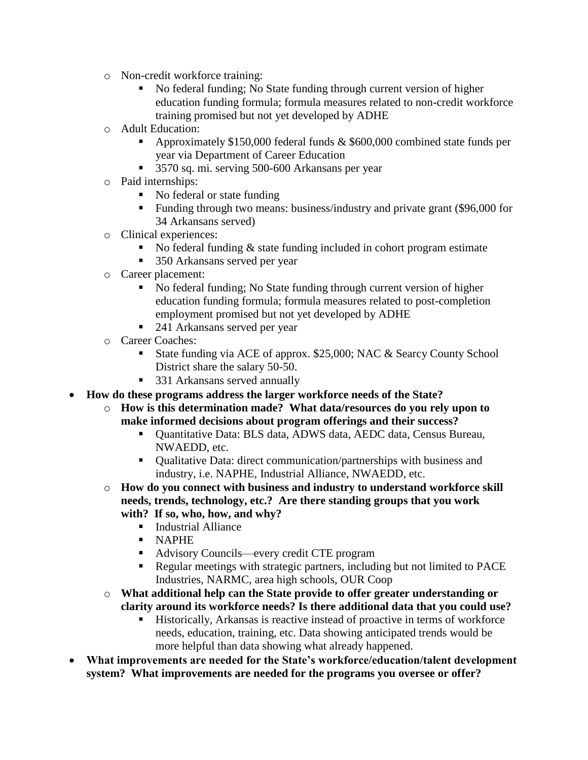- Non-credit workforce training:
  - No federal funding; No State funding through current version of higher education funding formula; formula measures related to non-credit workforce training promised but not yet developed by ADHE
- Adult Education:
  - Approximately $150,000 federal funds & $600,000 combined state funds per year via Department of Career Education
  - 3570 sq. mi. serving 500-600 Arkansans per year
- Paid internships:
  - No federal or state funding
  - Funding through two means: business/industry and private grant ($96,000 for 34 Arkansans served)
- Clinical experiences:
  - No federal funding & state funding included in cohort program estimate
  - 350 Arkansans served per year
- Career placement:
  - No federal funding; No State funding through current version of higher education funding formula; formula measures related to post-completion employment promised but not yet developed by ADHE
  - 241 Arkansans served per year
- Career Coaches:
  - State funding via ACE of approx. $25,000; NAC & Searcy County School District share the salary 50-50.
  - 331 Arkansans served annually

- **How do these programs address the larger workforce needs of the State?**
  - **How is this determination made? What data/resources do you rely upon to make informed decisions about program offerings and their success?**
    - Quantitative Data: BLS data, ADWS data, AEDC data, Census Bureau, NWAEDD, etc.
    - Qualitative Data: direct communication/partnerships with business and industry, i.e. NAPHE, Industrial Alliance, NWAEDD, etc.
  - **How do you connect with business and industry to understand workforce skill needs, trends, technology, etc.? Are there standing groups that you work with? If so, who, how, and why?**
    - Industrial Alliance
    - NAPHE
    - Advisory Councils—every credit CTE program
    - Regular meetings with strategic partners, including but not limited to PACE Industries, NARMC, area high schools, OUR Coop
  - **What additional help can the State provide to offer greater understanding or clarity around its workforce needs? Is there additional data that you could use?**
    - Historically, Arkansas is reactive instead of proactive in terms of workforce needs, education, training, etc. Data showing anticipated trends would be more helpful than data showing what already happened.
- **What improvements are needed for the State's workforce/education/talent development system? What improvements are needed for the programs you oversee or offer?**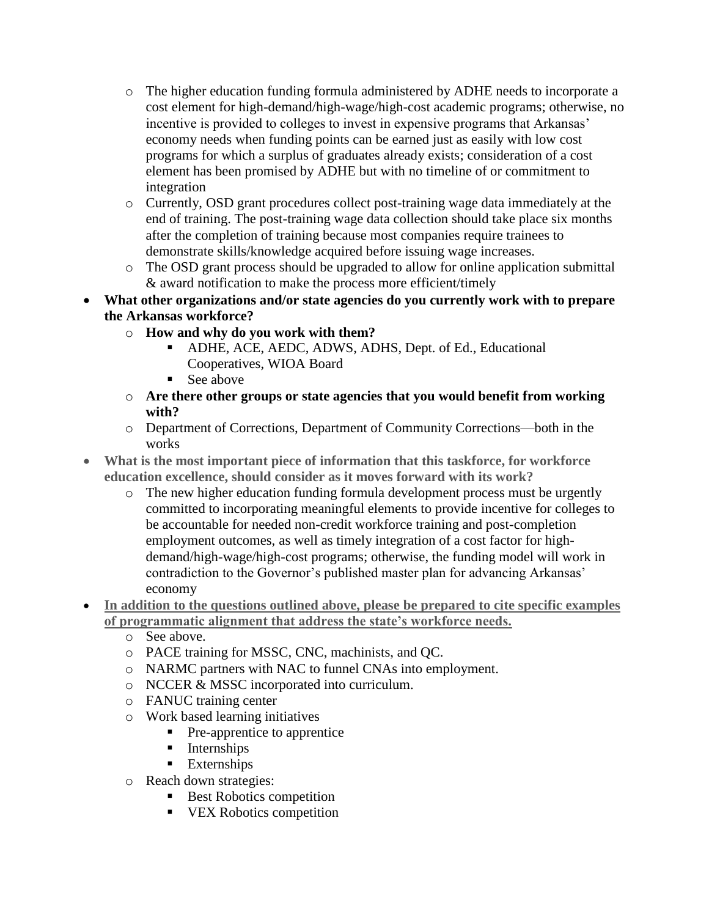- The higher education funding formula administered by ADHE needs to incorporate a cost element for high-demand/high-wage/high-cost academic programs; otherwise, no incentive is provided to colleges to invest in expensive programs that Arkansas' economy needs when funding points can be earned just as easily with low cost programs for which a surplus of graduates already exists; consideration of a cost element has been promised by ADHE but with no timeline of or commitment to integration
  - Currently, OSD grant procedures collect post-training wage data immediately at the end of training. The post-training wage data collection should take place six months after the completion of training because most companies require trainees to demonstrate skills/knowledge acquired before issuing wage increases.
  - The OSD grant process should be upgraded to allow for online application submittal & award notification to make the process more efficient/timely
- **What other organizations and/or state agencies do you currently work with to prepare the Arkansas workforce?**
  - **How and why do you work with them?**
    - ADHE, ACE, AEDC, ADWS, ADHS, Dept. of Ed., Educational Cooperatives, WIOA Board
    - See above
  - **Are there other groups or state agencies that you would benefit from working with?**
  - Department of Corrections, Department of Community Corrections—both in the works
- **What is the most important piece of information that this taskforce, for workforce education excellence, should consider as it moves forward with its work?**
  - The new higher education funding formula development process must be urgently committed to incorporating meaningful elements to provide incentive for colleges to be accountable for needed non-credit workforce training and post-completion employment outcomes, as well as timely integration of a cost factor for high-demand/high-wage/high-cost programs; otherwise, the funding model will work in contradiction to the Governor's published master plan for advancing Arkansas' economy
- **In addition to the questions outlined above, please be prepared to cite specific examples of programmatic alignment that address the state's workforce needs.**
  - See above.
  - PACE training for MSSC, CNC, machinists, and QC.
  - NARMC partners with NAC to funnel CNAs into employment.
  - NCCER & MSSC incorporated into curriculum.
  - FANUC training center
  - Work based learning initiatives
    - Pre-apprentice to apprentice
    - Internships
    - Externships
  - Reach down strategies:
    - Best Robotics competition
    - VEX Robotics competition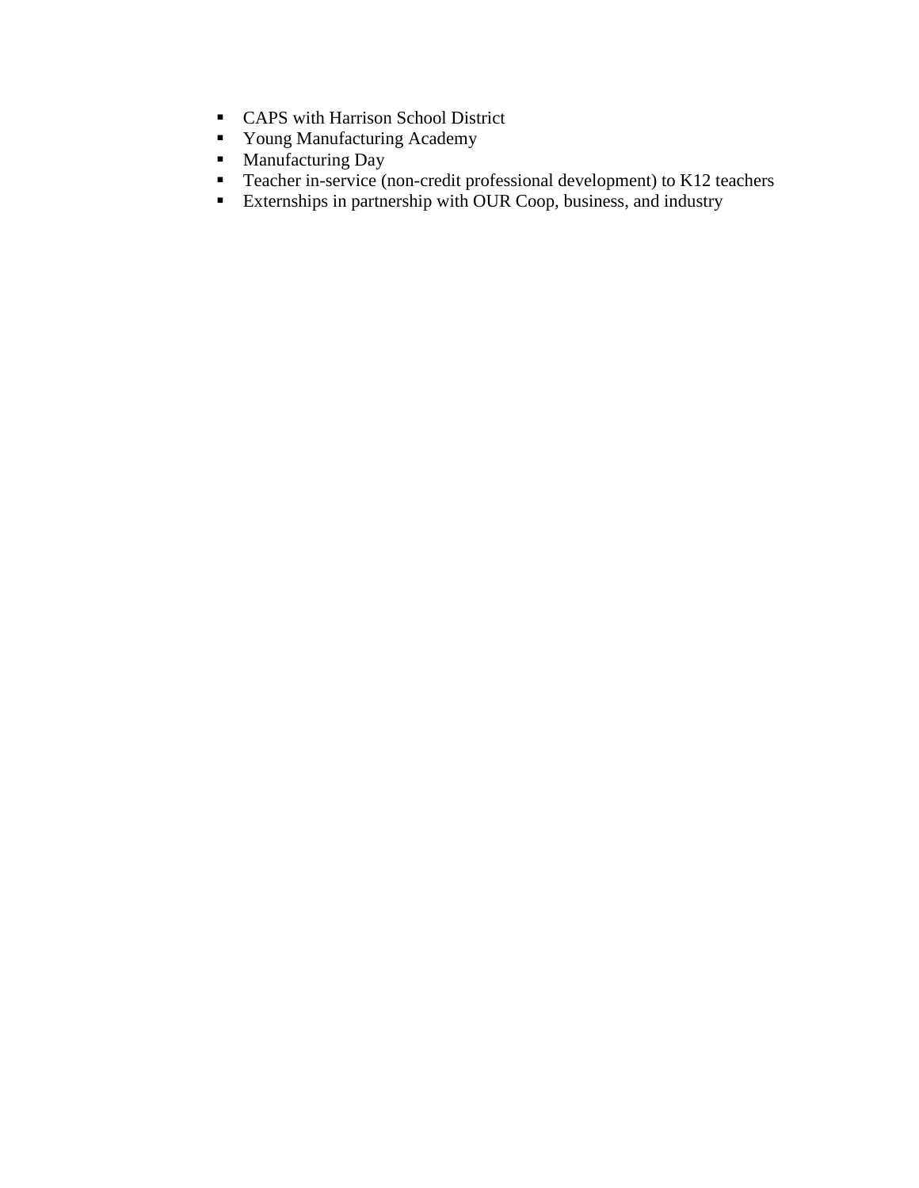- CAPS with Harrison School District
- Young Manufacturing Academy
- Manufacturing Day
- Teacher in-service (non-credit professional development) to K12 teachers
- Externships in partnership with OUR Coop, business, and industry